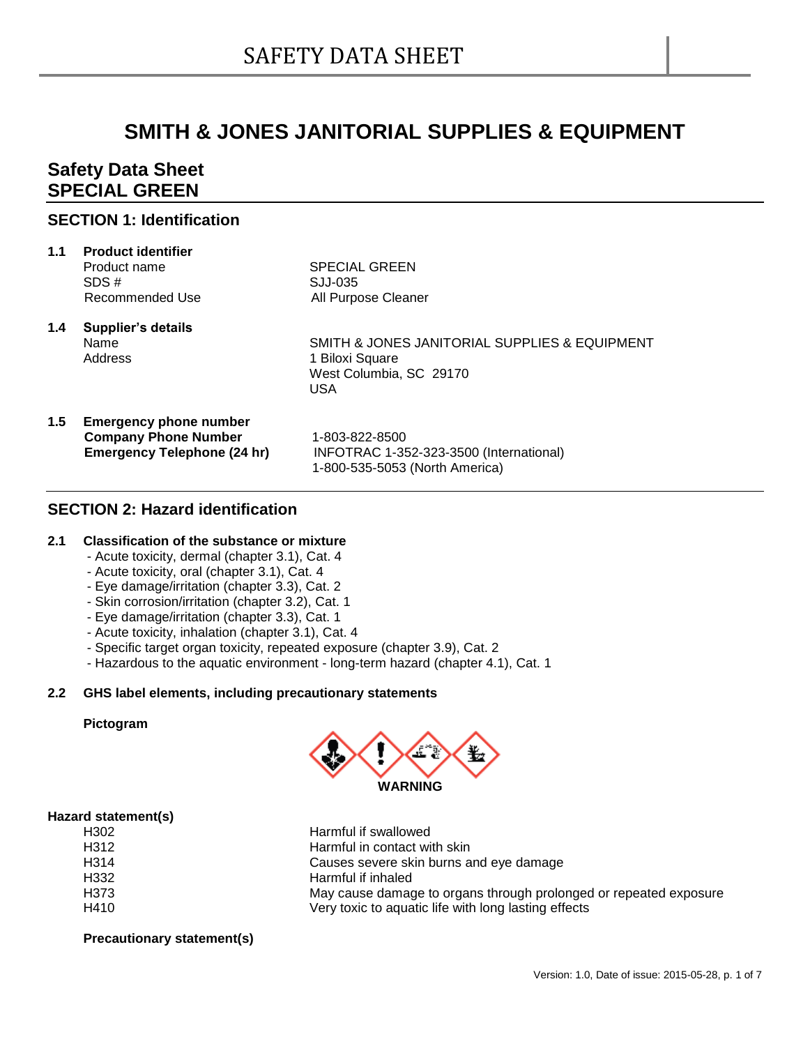# SAFETY DATA SHEET

# SMITH & JONES JANITORIAL SUPPLIES & EQUIPMENT

## Safety Data Sheet
## SPECIAL GREEN

## SECTION 1: Identification

**1.1 Product identifier**

| | |
|---|---|
| Product name | SPECIAL GREEN |
| SDS # | SJJ-035 |
| Recommended Use | All Purpose Cleaner |

**1.4 Supplier's details**

| | |
|---|---|
| Name | SMITH & JONES JANITORIAL SUPPLIES & EQUIPMENT |
| Address | 1 Biloxi Square<br>West Columbia, SC 29170<br>USA |

**1.5 Emergency phone number**

| | |
|---|---|
| **Company Phone Number** | 1-803-822-8500 |
| **Emergency Telephone (24 hr)** | INFOTRAC 1-352-323-3500 (International)<br>1-800-535-5053 (North America) |

## SECTION 2: Hazard identification

**2.1 Classification of the substance or mixture**

- Acute toxicity, dermal (chapter 3.1), Cat. 4
- Acute toxicity, oral (chapter 3.1), Cat. 4
- Eye damage/irritation (chapter 3.3), Cat. 2
- Skin corrosion/irritation (chapter 3.2), Cat. 1
- Eye damage/irritation (chapter 3.3), Cat. 1
- Acute toxicity, inhalation (chapter 3.1), Cat. 4
- Specific target organ toxicity, repeated exposure (chapter 3.9), Cat. 2
- Hazardous to the aquatic environment - long-term hazard (chapter 4.1), Cat. 1

**2.2 GHS label elements, including precautionary statements**

**Pictogram**

**WARNING**

**Hazard statement(s)**

| | |
|---|---|
| H302 | Harmful if swallowed |
| H312 | Harmful in contact with skin |
| H314 | Causes severe skin burns and eye damage |
| H332 | Harmful if inhaled |
| H373 | May cause damage to organs through prolonged or repeated exposure |
| H410 | Very toxic to aquatic life with long lasting effects |

**Precautionary statement(s)**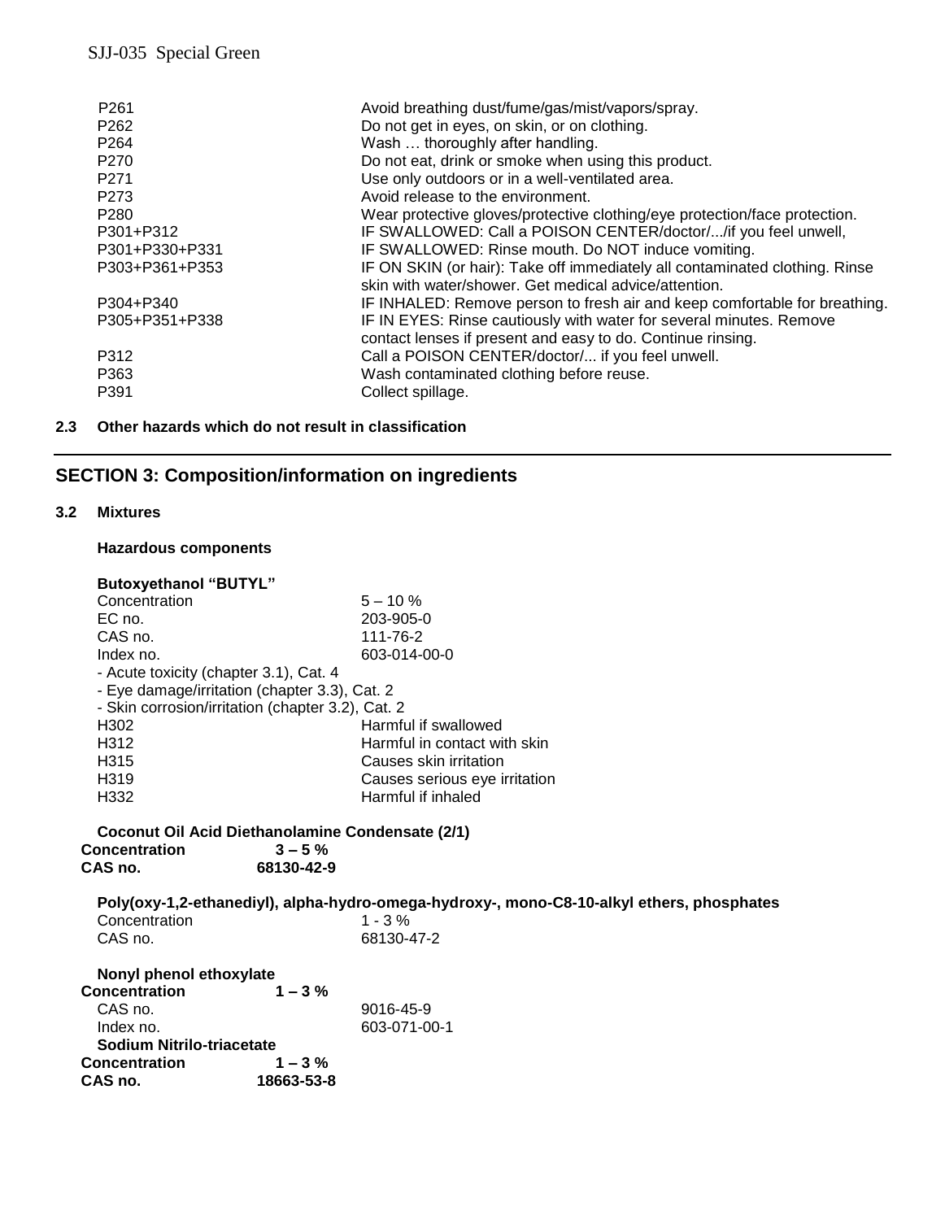| | |
|---|---|
| P261 | Avoid breathing dust/fume/gas/mist/vapors/spray. |
| P262 | Do not get in eyes, on skin, or on clothing. |
| P264 | Wash … thoroughly after handling. |
| P270 | Do not eat, drink or smoke when using this product. |
| P271 | Use only outdoors or in a well-ventilated area. |
| P273 | Avoid release to the environment. |
| P280 | Wear protective gloves/protective clothing/eye protection/face protection. |
| P301+P312 | IF SWALLOWED: Call a POISON CENTER/doctor/.../if you feel unwell, |
| P301+P330+P331 | IF SWALLOWED: Rinse mouth. Do NOT induce vomiting. |
| P303+P361+P353 | IF ON SKIN (or hair): Take off immediately all contaminated clothing. Rinse skin with water/shower. Get medical advice/attention. |
| P304+P340 | IF INHALED: Remove person to fresh air and keep comfortable for breathing. |
| P305+P351+P338 | IF IN EYES: Rinse cautiously with water for several minutes. Remove contact lenses if present and easy to do. Continue rinsing. |
| P312 | Call a POISON CENTER/doctor/... if you feel unwell. |
| P363 | Wash contaminated clothing before reuse. |
| P391 | Collect spillage. |

**2.3 Other hazards which do not result in classification**

## SECTION 3: Composition/information on ingredients

**3.2 Mixtures**

**Hazardous components**

**Butoxyethanol "BUTYL"**

| | |
|---|---|
| Concentration | 5 – 10 % |
| EC no. | 203-905-0 |
| CAS no. | 111-76-2 |
| Index no. | 603-014-00-0 |

- Acute toxicity (chapter 3.1), Cat. 4
- Eye damage/irritation (chapter 3.3), Cat. 2
- Skin corrosion/irritation (chapter 3.2), Cat. 2

| | |
|---|---|
| H302 | Harmful if swallowed |
| H312 | Harmful in contact with skin |
| H315 | Causes skin irritation |
| H319 | Causes serious eye irritation |
| H332 | Harmful if inhaled |

**Coconut Oil Acid Diethanolamine Condensate (2/1)**

**Concentration** **3 – 5 %**
**CAS no.** **68130-42-9**

**Poly(oxy-1,2-ethanediyl), alpha-hydro-omega-hydroxy-, mono-C8-10-alkyl ethers, phosphates**

| | |
|---|---|
| Concentration | 1 - 3 % |
| CAS no. | 68130-47-2 |

**Nonyl phenol ethoxylate**

**Concentration** **1 – 3 %**

| | |
|---|---|
| CAS no. | 9016-45-9 |
| Index no. | 603-071-00-1 |

**Sodium Nitrilo-triacetate**

**Concentration** **1 – 3 %**
**CAS no.** **18663-53-8**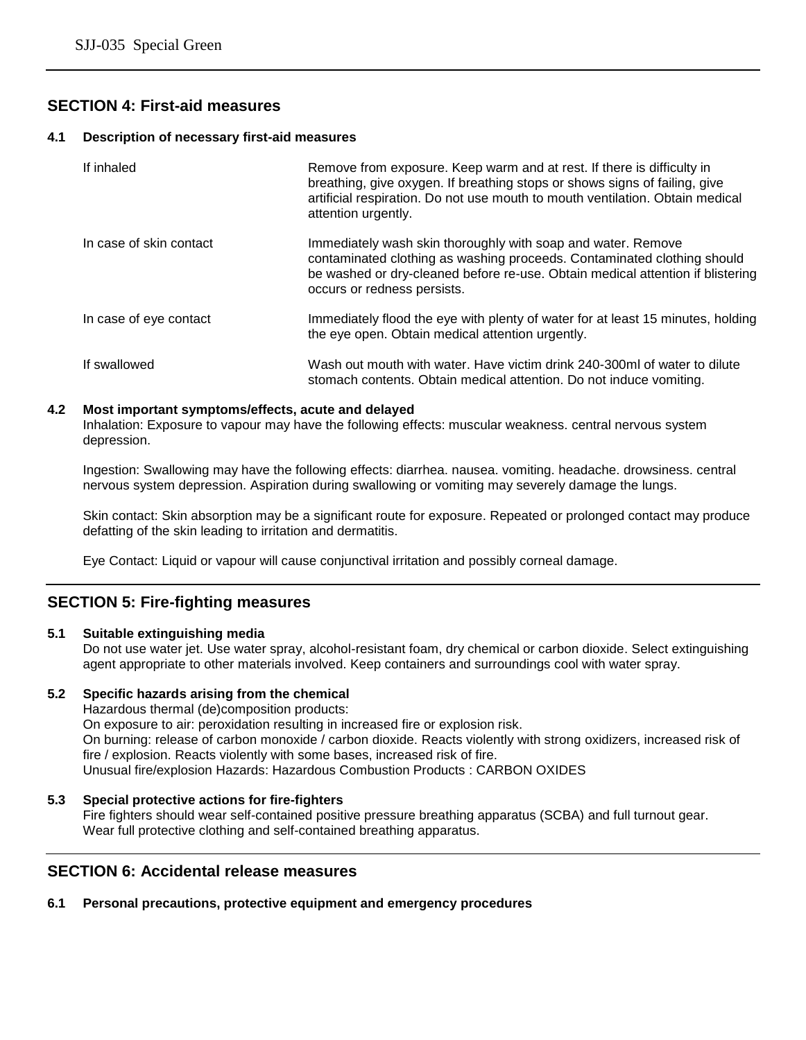## SECTION 4: First-aid measures

### 4.1 Description of necessary first-aid measures

| | |
|---|---|
| If inhaled | Remove from exposure. Keep warm and at rest. If there is difficulty in breathing, give oxygen. If breathing stops or shows signs of failing, give artificial respiration. Do not use mouth to mouth ventilation. Obtain medical attention urgently. |
| In case of skin contact | Immediately wash skin thoroughly with soap and water. Remove contaminated clothing as washing proceeds. Contaminated clothing should be washed or dry-cleaned before re-use. Obtain medical attention if blistering occurs or redness persists. |
| In case of eye contact | Immediately flood the eye with plenty of water for at least 15 minutes, holding the eye open. Obtain medical attention urgently. |
| If swallowed | Wash out mouth with water. Have victim drink 240-300ml of water to dilute stomach contents. Obtain medical attention. Do not induce vomiting. |

### 4.2 Most important symptoms/effects, acute and delayed

Inhalation: Exposure to vapour may have the following effects: muscular weakness. central nervous system depression.

Ingestion: Swallowing may have the following effects: diarrhea. nausea. vomiting. headache. drowsiness. central nervous system depression. Aspiration during swallowing or vomiting may severely damage the lungs.

Skin contact: Skin absorption may be a significant route for exposure. Repeated or prolonged contact may produce defatting of the skin leading to irritation and dermatitis.

Eye Contact: Liquid or vapour will cause conjunctival irritation and possibly corneal damage.

## SECTION 5: Fire-fighting measures

### 5.1 Suitable extinguishing media

Do not use water jet. Use water spray, alcohol-resistant foam, dry chemical or carbon dioxide. Select extinguishing agent appropriate to other materials involved. Keep containers and surroundings cool with water spray.

### 5.2 Specific hazards arising from the chemical

Hazardous thermal (de)composition products:
On exposure to air: peroxidation resulting in increased fire or explosion risk.
On burning: release of carbon monoxide / carbon dioxide. Reacts violently with strong oxidizers, increased risk of fire / explosion. Reacts violently with some bases, increased risk of fire.
Unusual fire/explosion Hazards: Hazardous Combustion Products : CARBON OXIDES

### 5.3 Special protective actions for fire-fighters

Fire fighters should wear self-contained positive pressure breathing apparatus (SCBA) and full turnout gear.
Wear full protective clothing and self-contained breathing apparatus.

## SECTION 6: Accidental release measures

### 6.1 Personal precautions, protective equipment and emergency procedures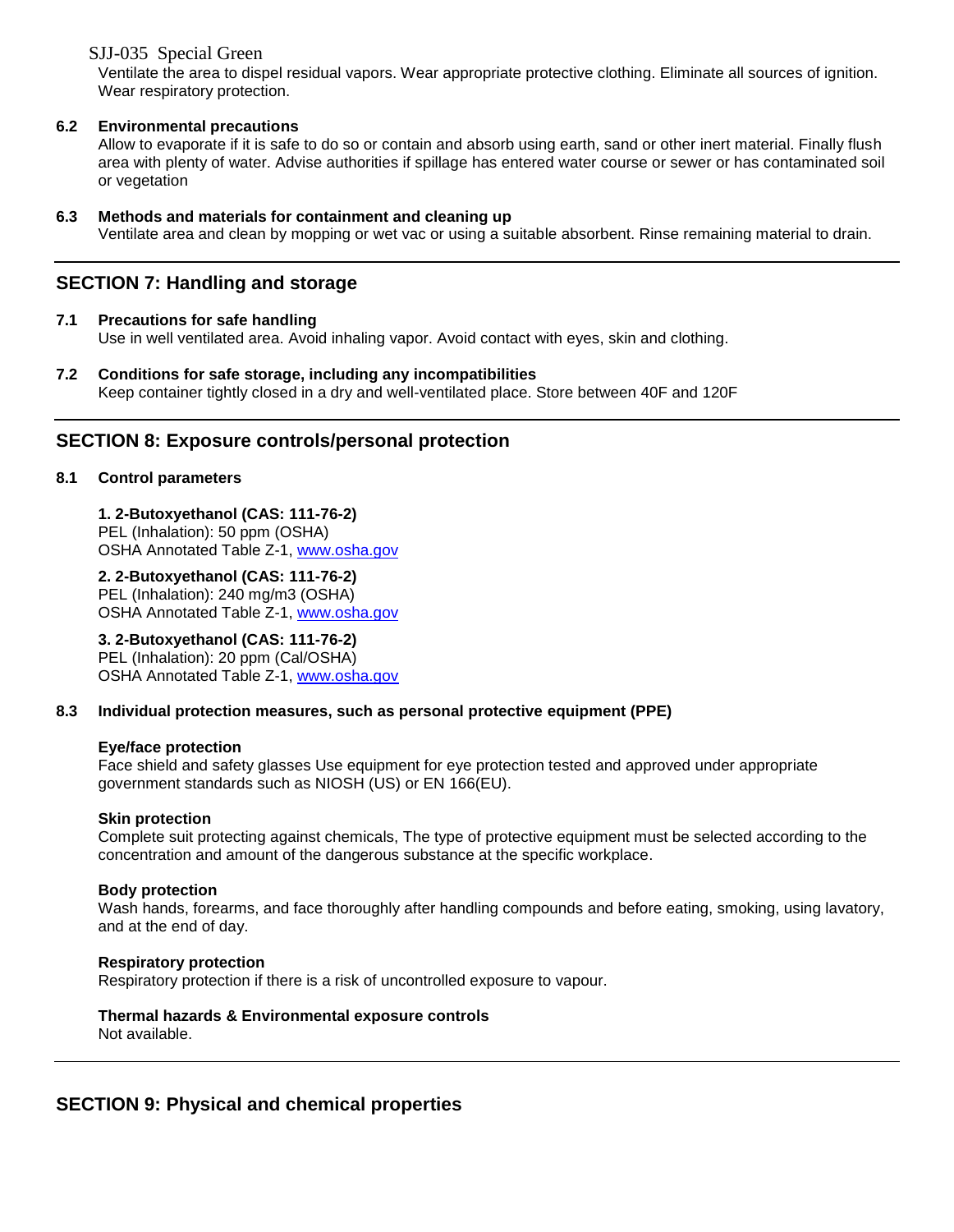Ventilate the area to dispel residual vapors. Wear appropriate protective clothing. Eliminate all sources of ignition. Wear respiratory protection.

**6.2 Environmental precautions**

Allow to evaporate if it is safe to do so or contain and absorb using earth, sand or other inert material. Finally flush area with plenty of water. Advise authorities if spillage has entered water course or sewer or has contaminated soil or vegetation

**6.3 Methods and materials for containment and cleaning up**

Ventilate area and clean by mopping or wet vac or using a suitable absorbent. Rinse remaining material to drain.

## SECTION 7: Handling and storage

**7.1 Precautions for safe handling**

Use in well ventilated area. Avoid inhaling vapor. Avoid contact with eyes, skin and clothing.

**7.2 Conditions for safe storage, including any incompatibilities**

Keep container tightly closed in a dry and well-ventilated place. Store between 40F and 120F

## SECTION 8: Exposure controls/personal protection

**8.1 Control parameters**

**1. 2-Butoxyethanol (CAS: 111-76-2)**
PEL (Inhalation): 50 ppm (OSHA)
OSHA Annotated Table Z-1, www.osha.gov

**2. 2-Butoxyethanol (CAS: 111-76-2)**
PEL (Inhalation): 240 mg/m3 (OSHA)
OSHA Annotated Table Z-1, www.osha.gov

**3. 2-Butoxyethanol (CAS: 111-76-2)**
PEL (Inhalation): 20 ppm (Cal/OSHA)
OSHA Annotated Table Z-1, www.osha.gov

**8.3 Individual protection measures, such as personal protective equipment (PPE)**

**Eye/face protection**

Face shield and safety glasses Use equipment for eye protection tested and approved under appropriate government standards such as NIOSH (US) or EN 166(EU).

**Skin protection**

Complete suit protecting against chemicals, The type of protective equipment must be selected according to the concentration and amount of the dangerous substance at the specific workplace.

**Body protection**

Wash hands, forearms, and face thoroughly after handling compounds and before eating, smoking, using lavatory, and at the end of day.

**Respiratory protection**

Respiratory protection if there is a risk of uncontrolled exposure to vapour.

**Thermal hazards & Environmental exposure controls**

Not available.

## SECTION 9: Physical and chemical properties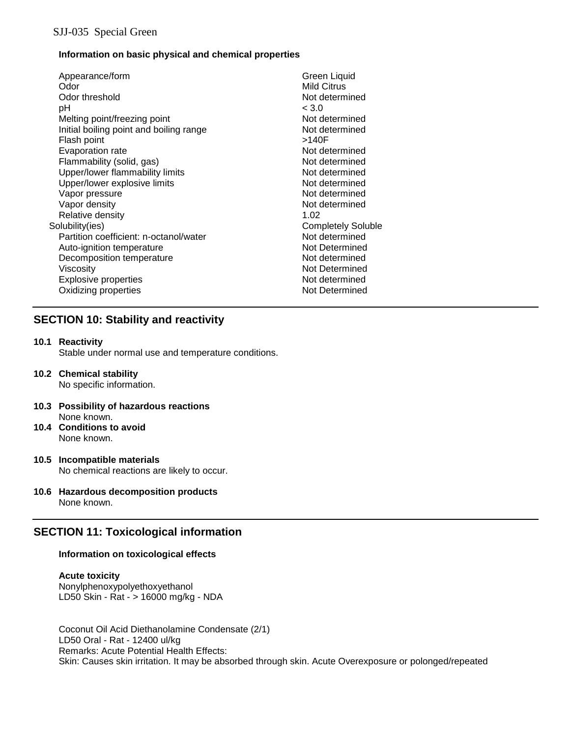SJJ-035 Special Green

**Information on basic physical and chemical properties**

| | |
|---|---|
| Appearance/form | Green Liquid |
| Odor | Mild Citrus |
| Odor threshold | Not determined |
| pH | < 3.0 |
| Melting point/freezing point | Not determined |
| Initial boiling point and boiling range | Not determined |
| Flash point | >140F |
| Evaporation rate | Not determined |
| Flammability (solid, gas) | Not determined |
| Upper/lower flammability limits | Not determined |
| Upper/lower explosive limits | Not determined |
| Vapor pressure | Not determined |
| Vapor density | Not determined |
| Relative density | 1.02 |
| Solubility(ies) | Completely Soluble |
| Partition coefficient: n-octanol/water | Not determined |
| Auto-ignition temperature | Not Determined |
| Decomposition temperature | Not determined |
| Viscosity | Not Determined |
| Explosive properties | Not determined |
| Oxidizing properties | Not Determined |

## SECTION 10: Stability and reactivity

**10.1 Reactivity**
Stable under normal use and temperature conditions.

**10.2 Chemical stability**
No specific information.

**10.3 Possibility of hazardous reactions**
None known.

**10.4 Conditions to avoid**
None known.

**10.5 Incompatible materials**
No chemical reactions are likely to occur.

**10.6 Hazardous decomposition products**
None known.

## SECTION 11: Toxicological information

**Information on toxicological effects**

**Acute toxicity**
Nonylphenoxypolyethoxyethanol
LD50 Skin - Rat - > 16000 mg/kg - NDA

Coconut Oil Acid Diethanolamine Condensate (2/1)
LD50 Oral - Rat - 12400 ul/kg
Remarks: Acute Potential Health Effects:
Skin: Causes skin irritation. It may be absorbed through skin. Acute Overexposure or polonged/repeated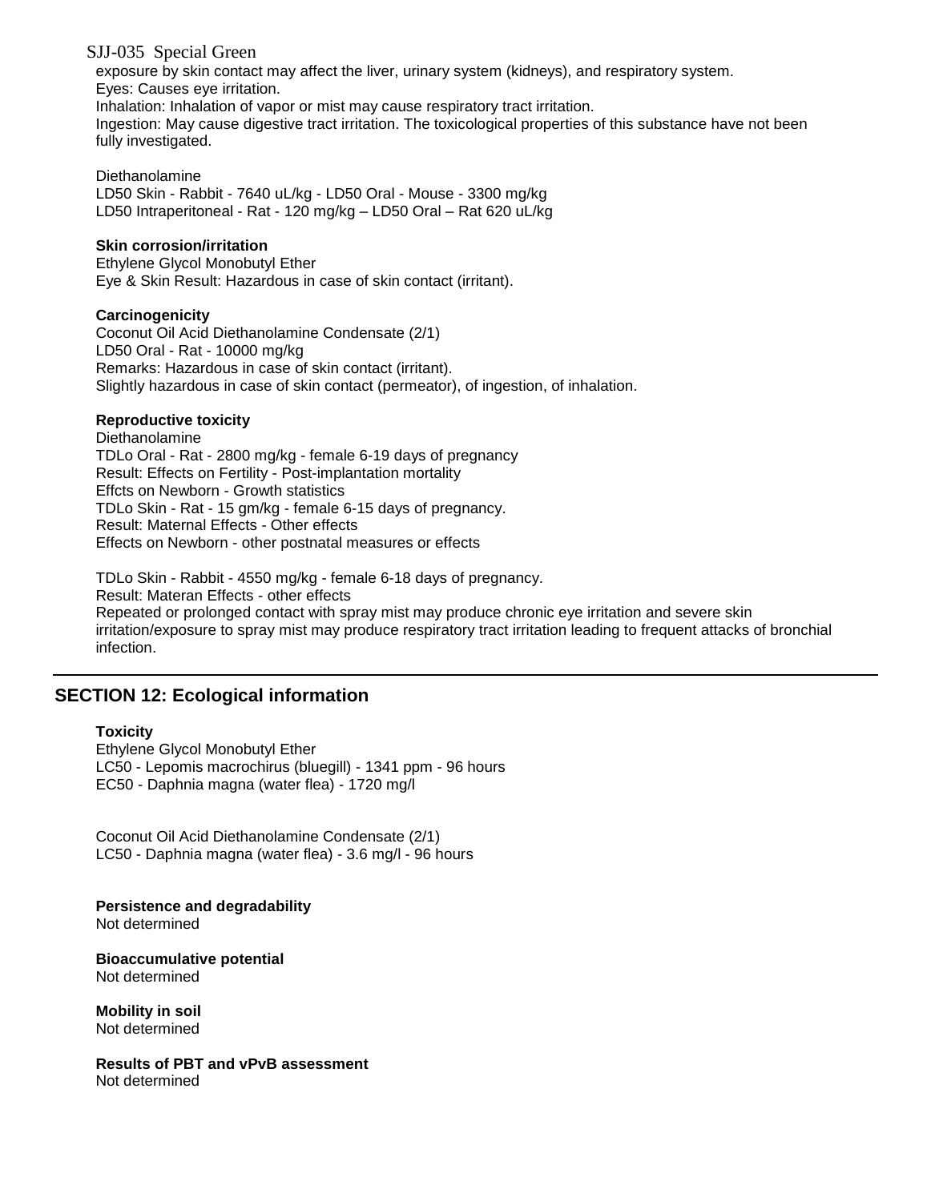exposure by skin contact may affect the liver, urinary system (kidneys), and respiratory system.
Eyes: Causes eye irritation.
Inhalation: Inhalation of vapor or mist may cause respiratory tract irritation.
Ingestion: May cause digestive tract irritation. The toxicological properties of this substance have not been fully investigated.

Diethanolamine
LD50 Skin - Rabbit - 7640 uL/kg - LD50 Oral - Mouse - 3300 mg/kg
LD50 Intraperitoneal - Rat - 120 mg/kg – LD50 Oral – Rat 620 uL/kg

**Skin corrosion/irritation**
Ethylene Glycol Monobutyl Ether
Eye & Skin Result: Hazardous in case of skin contact (irritant).

**Carcinogenicity**
Coconut Oil Acid Diethanolamine Condensate (2/1)
LD50 Oral - Rat - 10000 mg/kg
Remarks: Hazardous in case of skin contact (irritant).
Slightly hazardous in case of skin contact (permeator), of ingestion, of inhalation.

**Reproductive toxicity**
Diethanolamine
TDLo Oral - Rat - 2800 mg/kg - female 6-19 days of pregnancy
Result: Effects on Fertility - Post-implantation mortality
Effcts on Newborn - Growth statistics
TDLo Skin - Rat - 15 gm/kg - female 6-15 days of pregnancy.
Result: Maternal Effects - Other effects
Effects on Newborn - other postnatal measures or effects

TDLo Skin - Rabbit - 4550 mg/kg - female 6-18 days of pregnancy.
Result: Materan Effects - other effects
Repeated or prolonged contact with spray mist may produce chronic eye irritation and severe skin irritation/exposure to spray mist may produce respiratory tract irritation leading to frequent attacks of bronchial infection.

## SECTION 12: Ecological information

**Toxicity**
Ethylene Glycol Monobutyl Ether
LC50 - Lepomis macrochirus (bluegill) - 1341 ppm - 96 hours
EC50 - Daphnia magna (water flea) - 1720 mg/l

Coconut Oil Acid Diethanolamine Condensate (2/1)
LC50 - Daphnia magna (water flea) - 3.6 mg/l - 96 hours

**Persistence and degradability**
Not determined

**Bioaccumulative potential**
Not determined

**Mobility in soil**
Not determined

**Results of PBT and vPvB assessment**
Not determined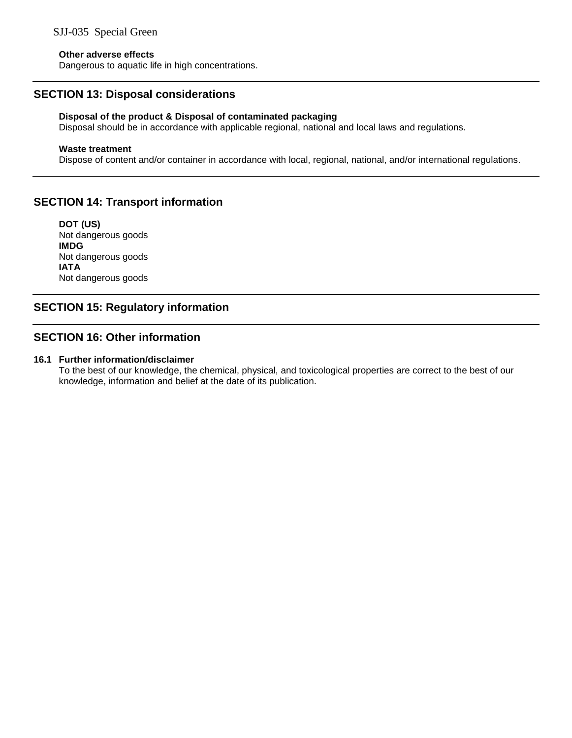**Other adverse effects**
Dangerous to aquatic life in high concentrations.

## SECTION 13: Disposal considerations

**Disposal of the product & Disposal of contaminated packaging**
Disposal should be in accordance with applicable regional, national and local laws and regulations.

**Waste treatment**
Dispose of content and/or container in accordance with local, regional, national, and/or international regulations.

## SECTION 14: Transport information

**DOT (US)**
Not dangerous goods
**IMDG**
Not dangerous goods
**IATA**
Not dangerous goods

## SECTION 15: Regulatory information

## SECTION 16: Other information

**16.1 Further information/disclaimer**
To the best of our knowledge, the chemical, physical, and toxicological properties are correct to the best of our knowledge, information and belief at the date of its publication.